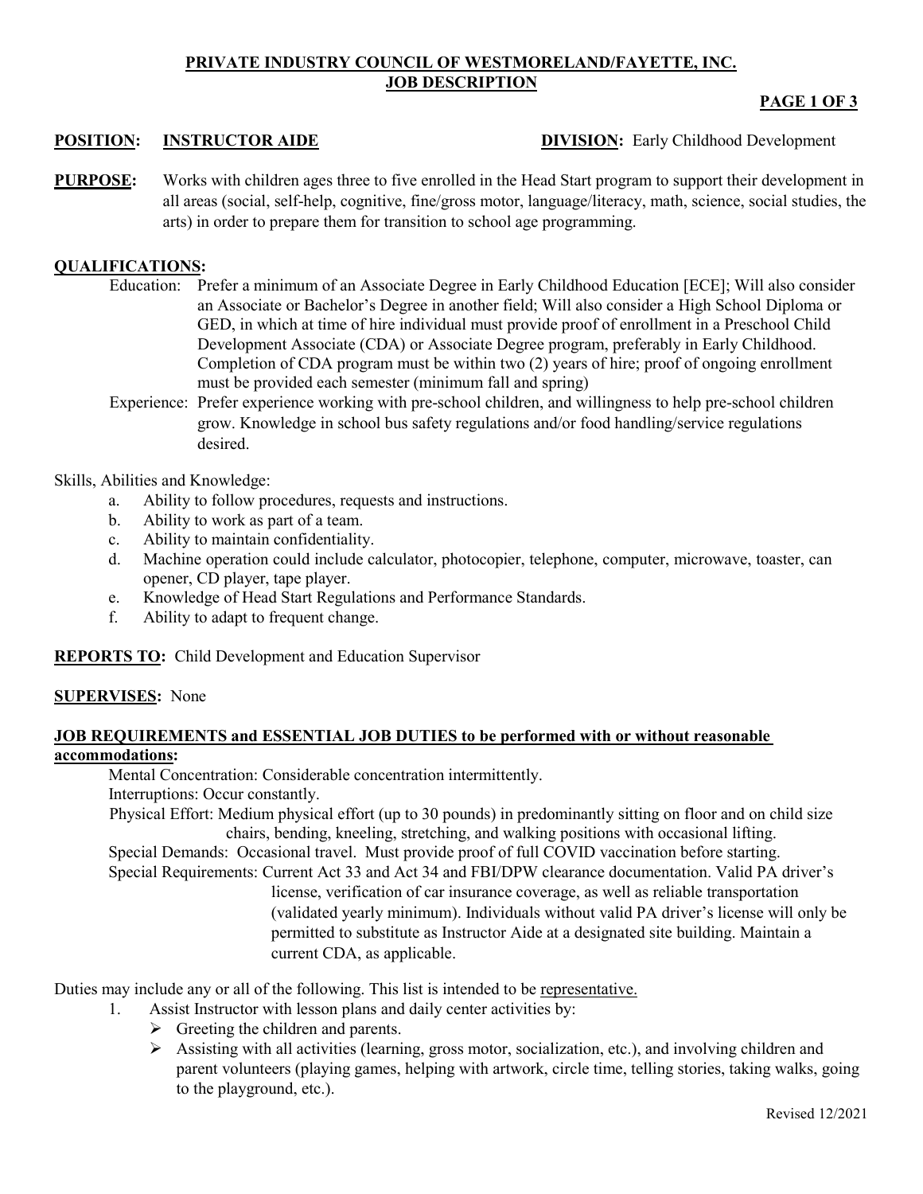# PRIVATE INDUSTRY COUNCIL OF WESTMORELAND/FAYETTE, INC.
## JOB DESCRIPTION

**POSITION:** **INSTRUCTOR AIDE** **DIVISION:** Early Childhood Development

**PURPOSE:** Works with children ages three to five enrolled in the Head Start program to support their development in all areas (social, self-help, cognitive, fine/gross motor, language/literacy, math, science, social studies, the arts) in order to prepare them for transition to school age programming.

**QUALIFICATIONS:**

Education: Prefer a minimum of an Associate Degree in Early Childhood Education [ECE]; Will also consider an Associate or Bachelor's Degree in another field; Will also consider a High School Diploma or GED, in which at time of hire individual must provide proof of enrollment in a Preschool Child Development Associate (CDA) or Associate Degree program, preferably in Early Childhood. Completion of CDA program must be within two (2) years of hire; proof of ongoing enrollment must be provided each semester (minimum fall and spring)

Experience: Prefer experience working with pre-school children, and willingness to help pre-school children grow. Knowledge in school bus safety regulations and/or food handling/service regulations desired.

Skills, Abilities and Knowledge:

a. Ability to follow procedures, requests and instructions.
b. Ability to work as part of a team.
c. Ability to maintain confidentiality.
d. Machine operation could include calculator, photocopier, telephone, computer, microwave, toaster, can opener, CD player, tape player.
e. Knowledge of Head Start Regulations and Performance Standards.
f. Ability to adapt to frequent change.

**REPORTS TO:** Child Development and Education Supervisor

**SUPERVISES:** None

**JOB REQUIREMENTS and ESSENTIAL JOB DUTIES to be performed with or without reasonable accommodations:**

Mental Concentration: Considerable concentration intermittently.

Interruptions: Occur constantly.

Physical Effort: Medium physical effort (up to 30 pounds) in predominantly sitting on floor and on child size chairs, bending, kneeling, stretching, and walking positions with occasional lifting.

Special Demands: Occasional travel. Must provide proof of full COVID vaccination before starting.

Special Requirements: Current Act 33 and Act 34 and FBI/DPW clearance documentation. Valid PA driver's license, verification of car insurance coverage, as well as reliable transportation (validated yearly minimum). Individuals without valid PA driver's license will only be permitted to substitute as Instructor Aide at a designated site building. Maintain a current CDA, as applicable.

Duties may include any or all of the following. This list is intended to be representative.

1. Assist Instructor with lesson plans and daily center activities by:
   - Greeting the children and parents.
   - Assisting with all activities (learning, gross motor, socialization, etc.), and involving children and parent volunteers (playing games, helping with artwork, circle time, telling stories, taking walks, going to the playground, etc.).

Revised 12/2021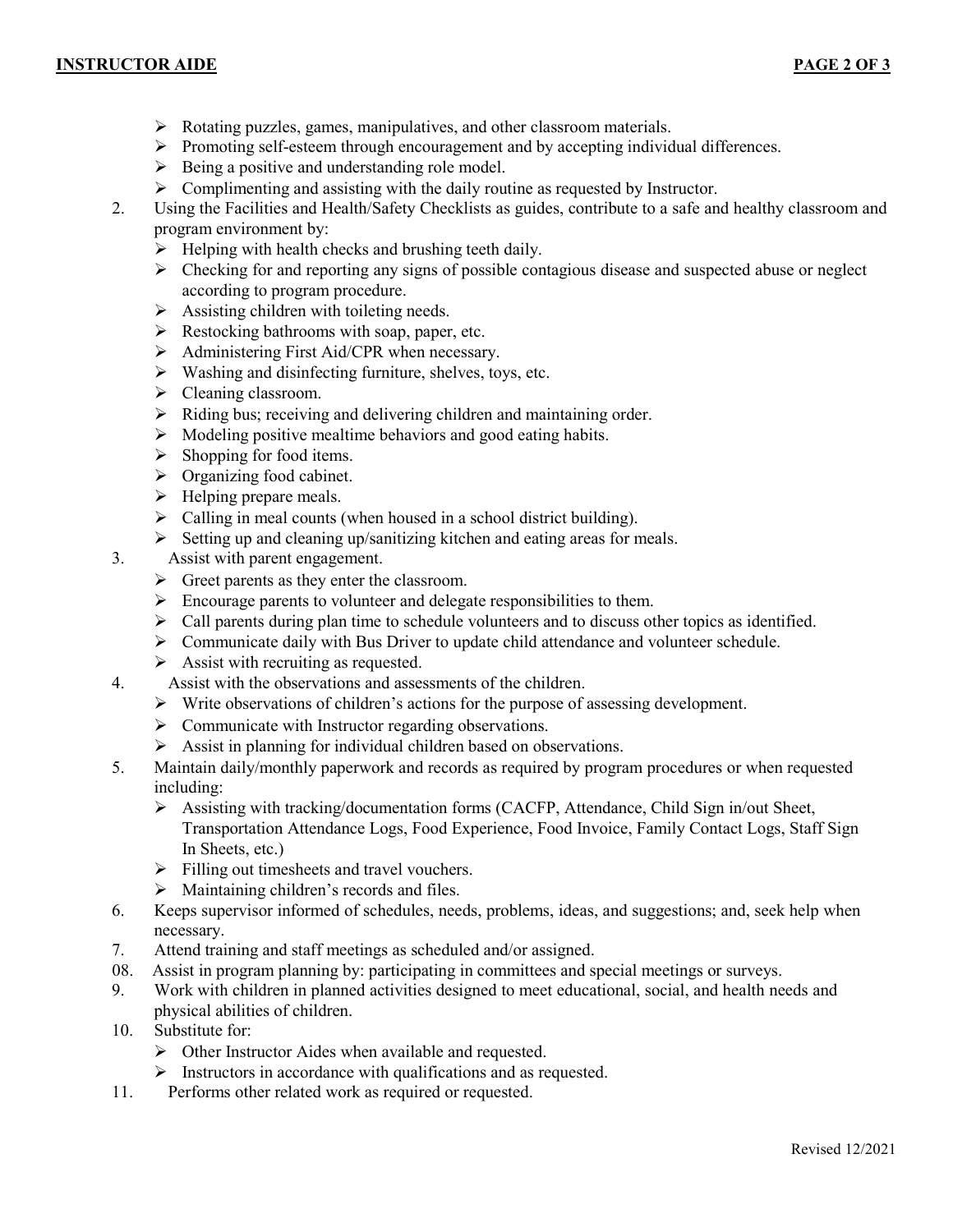- Rotating puzzles, games, manipulatives, and other classroom materials.
- Promoting self-esteem through encouragement and by accepting individual differences.
- Being a positive and understanding role model.
- Complimenting and assisting with the daily routine as requested by Instructor.

2. Using the Facilities and Health/Safety Checklists as guides, contribute to a safe and healthy classroom and program environment by:
   - Helping with health checks and brushing teeth daily.
   - Checking for and reporting any signs of possible contagious disease and suspected abuse or neglect according to program procedure.
   - Assisting children with toileting needs.
   - Restocking bathrooms with soap, paper, etc.
   - Administering First Aid/CPR when necessary.
   - Washing and disinfecting furniture, shelves, toys, etc.
   - Cleaning classroom.
   - Riding bus; receiving and delivering children and maintaining order.
   - Modeling positive mealtime behaviors and good eating habits.
   - Shopping for food items.
   - Organizing food cabinet.
   - Helping prepare meals.
   - Calling in meal counts (when housed in a school district building).
   - Setting up and cleaning up/sanitizing kitchen and eating areas for meals.
3. Assist with parent engagement.
   - Greet parents as they enter the classroom.
   - Encourage parents to volunteer and delegate responsibilities to them.
   - Call parents during plan time to schedule volunteers and to discuss other topics as identified.
   - Communicate daily with Bus Driver to update child attendance and volunteer schedule.
   - Assist with recruiting as requested.
4. Assist with the observations and assessments of the children.
   - Write observations of children's actions for the purpose of assessing development.
   - Communicate with Instructor regarding observations.
   - Assist in planning for individual children based on observations.
5. Maintain daily/monthly paperwork and records as required by program procedures or when requested including:
   - Assisting with tracking/documentation forms (CACFP, Attendance, Child Sign in/out Sheet, Transportation Attendance Logs, Food Experience, Food Invoice, Family Contact Logs, Staff Sign In Sheets, etc.)
   - Filling out timesheets and travel vouchers.
   - Maintaining children's records and files.
6. Keeps supervisor informed of schedules, needs, problems, ideas, and suggestions; and, seek help when necessary.
7. Attend training and staff meetings as scheduled and/or assigned.
08. Assist in program planning by: participating in committees and special meetings or surveys.
9. Work with children in planned activities designed to meet educational, social, and health needs and physical abilities of children.
10. Substitute for:
    - Other Instructor Aides when available and requested.
    - Instructors in accordance with qualifications and as requested.
11. Performs other related work as required or requested.

Revised 12/2021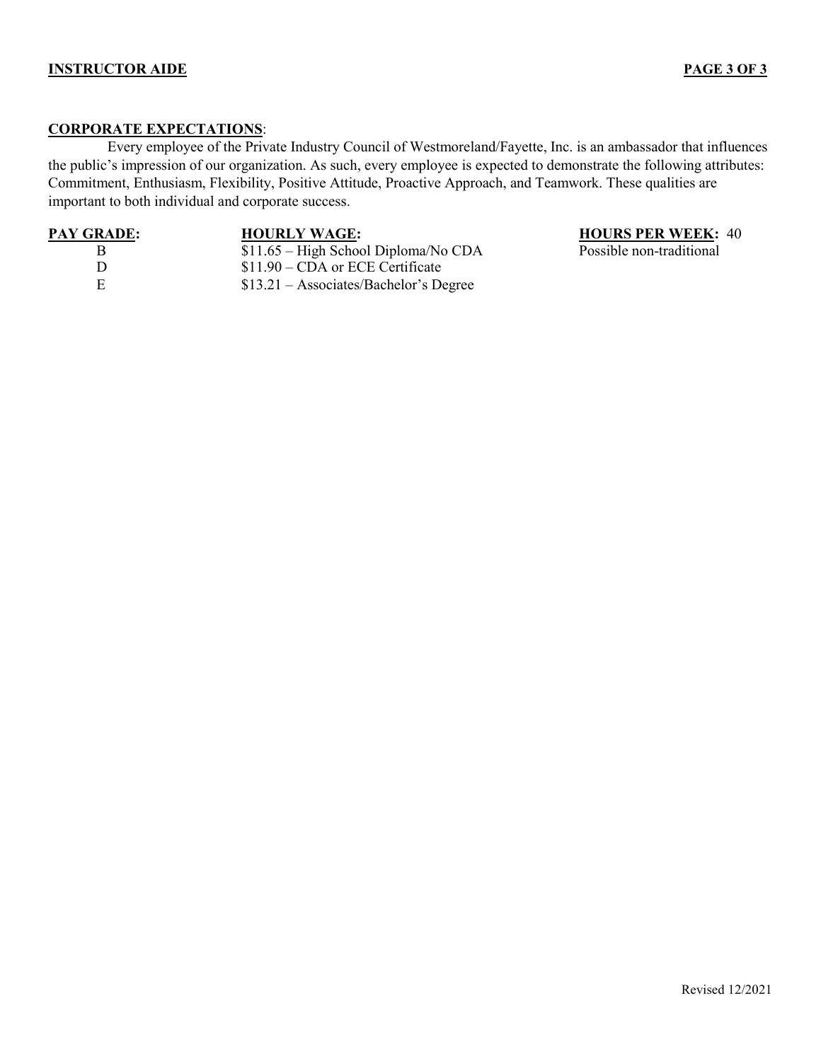**CORPORATE EXPECTATIONS**:

Every employee of the Private Industry Council of Westmoreland/Fayette, Inc. is an ambassador that influences the public's impression of our organization. As such, every employee is expected to demonstrate the following attributes: Commitment, Enthusiasm, Flexibility, Positive Attitude, Proactive Approach, and Teamwork. These qualities are important to both individual and corporate success.

| **PAY GRADE:** | **HOURLY WAGE:** | **HOURS PER WEEK:** 40 |
|---|---|---|
| B | $11.65 – High School Diploma/No CDA | Possible non-traditional |
| D | $11.90 – CDA or ECE Certificate | |
| E | $13.21 – Associates/Bachelor's Degree | |

Revised 12/2021